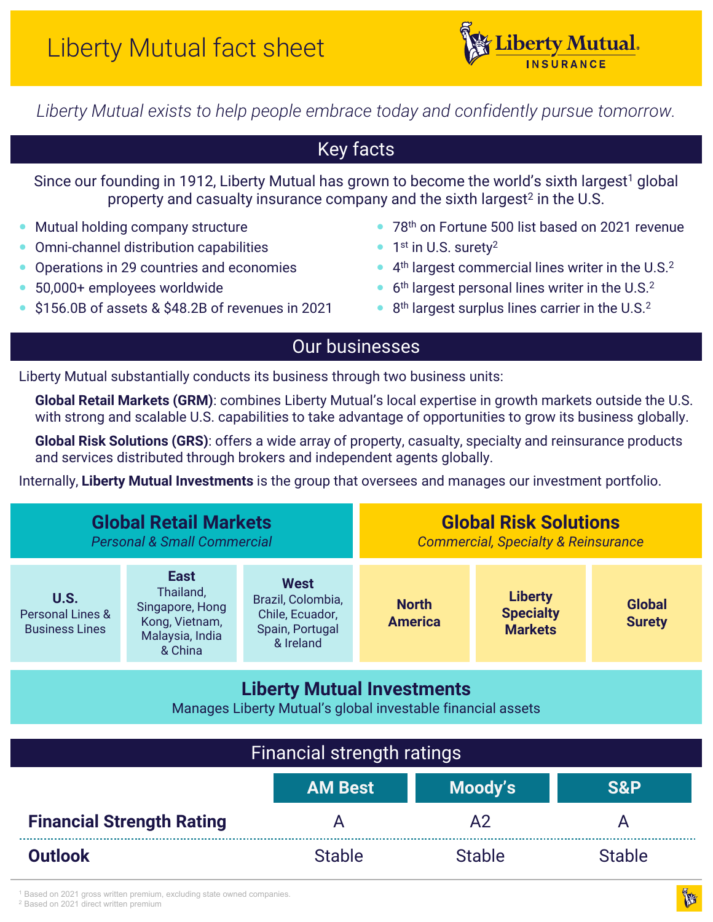# Liberty Mutual fact sheet

*Liberty Mutual exists to help people embrace today and confidently pursue tomorrow.*

## Key facts

Since our founding in 1912, Liberty Mutual has grown to become the world's sixth largest[1] global property and casualty insurance company and the sixth largest[2] in the U.S.

- Mutual holding company structure
- Omni-channel distribution capabilities
- Operations in 29 countries and economies
- 50,000+ employees worldwide
- $156.0B of assets & $48.2B of revenues in 2021
- 78th on Fortune 500 list based on 2021 revenue
- 1st in U.S. surety[2]
- 4th largest commercial lines writer in the U.S.[2]
- 6th largest personal lines writer in the U.S.[2]
- 8th largest surplus lines carrier in the U.S.[2]

## Our businesses

Liberty Mutual substantially conducts its business through two business units:

**Global Retail Markets (GRM)**: combines Liberty Mutual's local expertise in growth markets outside the U.S. with strong and scalable U.S. capabilities to take advantage of opportunities to grow its business globally.

**Global Risk Solutions (GRS)**: offers a wide array of property, casualty, specialty and reinsurance products and services distributed through brokers and independent agents globally.

Internally, **Liberty Mutual Investments** is the group that oversees and manages our investment portfolio.

### Global Retail Markets

*Personal & Small Commercial*

- **U.S.** Personal Lines & Business Lines
- **East** Thailand, Singapore, Hong Kong, Vietnam, Malaysia, India & China
- **West** Brazil, Colombia, Chile, Ecuador, Spain, Portugal & Ireland

### Global Risk Solutions

*Commercial, Specialty & Reinsurance*

- **North America**
- **Liberty Specialty Markets**
- **Global Surety**

### Liberty Mutual Investments

Manages Liberty Mutual's global investable financial assets

## Financial strength ratings

| | AM Best | Moody's | S&P |
|---|---|---|---|
| **Financial Strength Rating** | A | A2 | A |
| **Outlook** | Stable | Stable | Stable |

[1] Based on 2021 gross written premium, excluding state owned companies.
[2] Based on 2021 direct written premium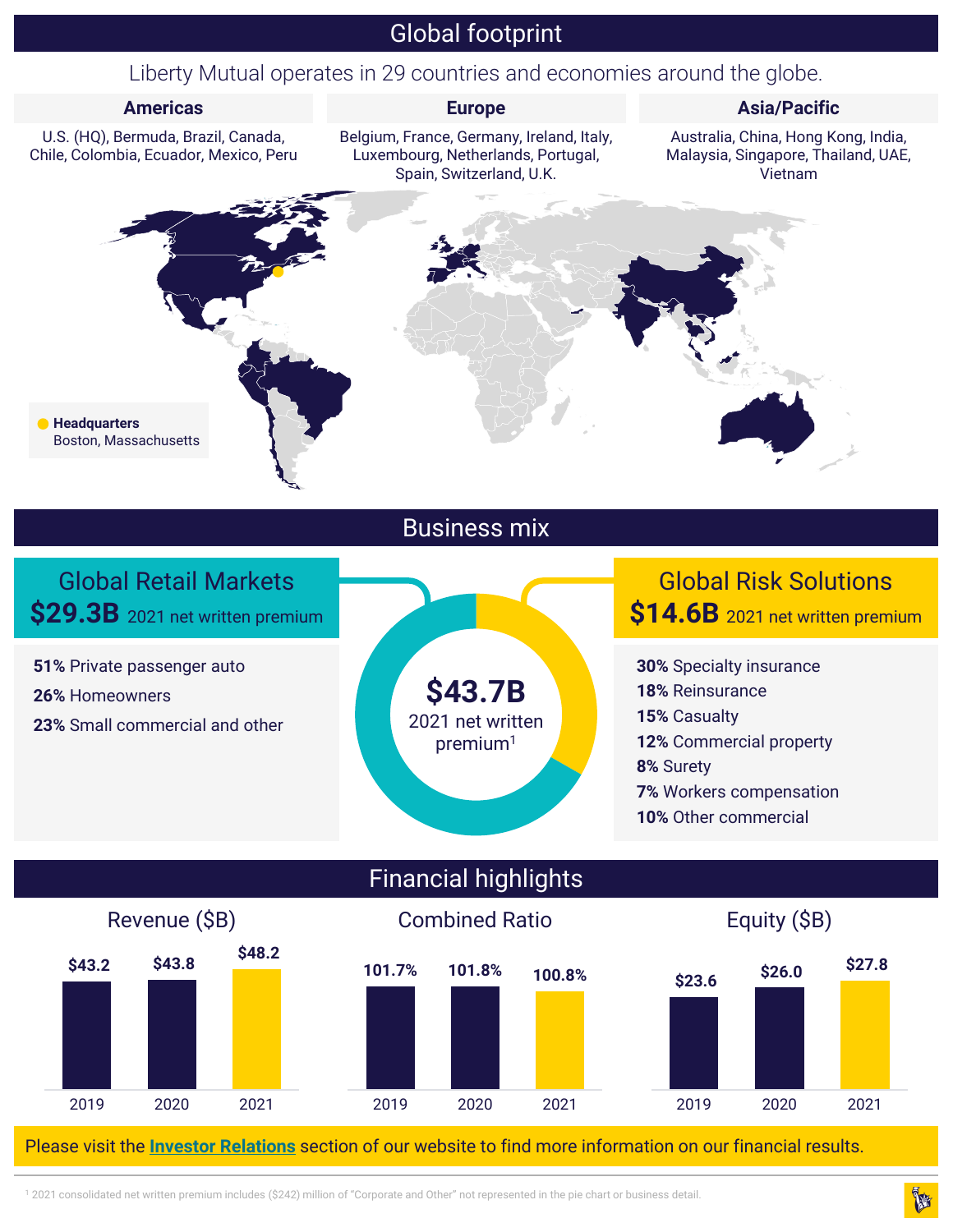## Global footprint

Liberty Mutual operates in 29 countries and economies around the globe.

### Americas

U.S. (HQ), Bermuda, Brazil, Canada, Chile, Colombia, Ecuador, Mexico, Peru

### Europe

Belgium, France, Germany, Ireland, Italy, Luxembourg, Netherlands, Portugal, Spain, Switzerland, U.K.

### Asia/Pacific

Australia, China, Hong Kong, India, Malaysia, Singapore, Thailand, UAE, Vietnam

**Headquarters**
Boston, Massachusetts

## Business mix

### Global Retail Markets

**$29.3B** 2021 net written premium

- **51%** Private passenger auto
- **26%** Homeowners
- **23%** Small commercial and other

**$43.7B**
2021 net written premium[1]

### Global Risk Solutions

**$14.6B** 2021 net written premium

- **30%** Specialty insurance
- **18%** Reinsurance
- **15%** Casualty
- **12%** Commercial property
- **8%** Surety
- **7%** Workers compensation
- **10%** Other commercial

## Financial highlights

Revenue ($B)
$43.2
$43.8
$48.2
2019
2020
2021

Combined Ratio
101.7%
101.8%
100.8%
2019
2020
2021

Equity ($B)
$23.6
$26.0
$27.8
2019
2020
2021

Please visit the **Investor Relations** section of our website to find more information on our financial results.

[1] 2021 consolidated net written premium includes ($242) million of "Corporate and Other" not represented in the pie chart or business detail.